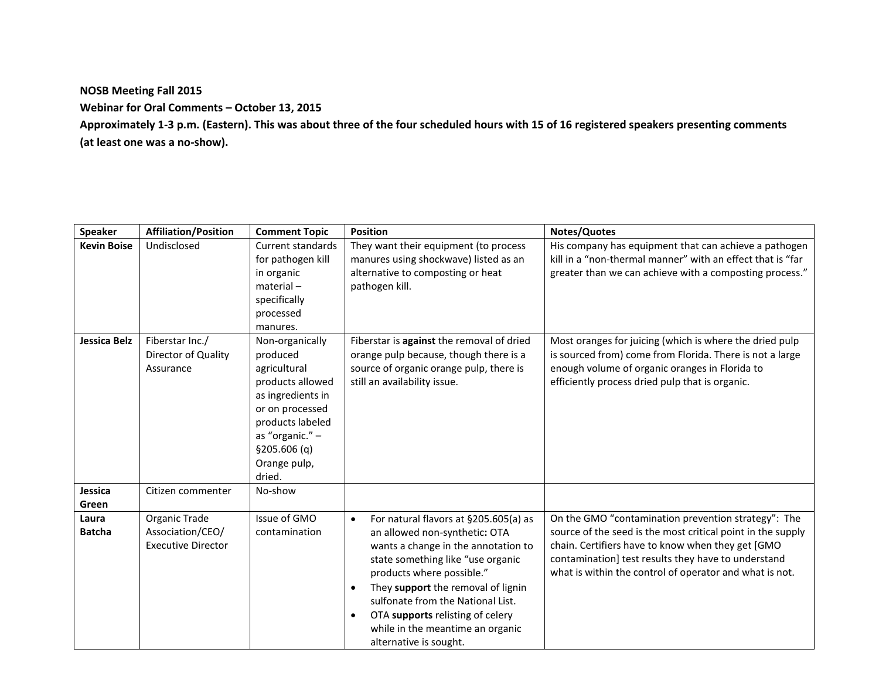**NOSB Meeting Fall 2015**

**Webinar for Oral Comments – October 13, 2015**

**Approximately 1-3 p.m. (Eastern). This was about three of the four scheduled hours with 15 of 16 registered speakers presenting comments (at least one was a no-show).**

| Speaker | Affiliation/Position | Comment Topic | Position | Notes/Quotes |
|---|---|---|---|---|
| **Kevin Boise** | Undisclosed | Current standards for pathogen kill in organic material – specifically processed manures. | They want their equipment (to process manures using shockwave) listed as an alternative to composting or heat pathogen kill. | His company has equipment that can achieve a pathogen kill in a "non-thermal manner" with an effect that is "far greater than we can achieve with a composting process." |
| **Jessica Belz** | Fiberstar Inc./ Director of Quality Assurance | Non-organically produced agricultural products allowed as ingredients in or on processed products labeled as "organic." – §205.606 (q) Orange pulp, dried. | Fiberstar is **against** the removal of dried orange pulp because, though there is a source of organic orange pulp, there is still an availability issue. | Most oranges for juicing (which is where the dried pulp is sourced from) come from Florida. There is not a large enough volume of organic oranges in Florida to efficiently process dried pulp that is organic. |
| **Jessica Green** | Citizen commenter | No-show | | |
| **Laura Batcha** | Organic Trade Association/CEO/ Executive Director | Issue of GMO contamination | • For natural flavors at §205.605(a) as an allowed non-synthetic**:** OTA wants a change in the annotation to state something like "use organic products where possible."<br>• They **support** the removal of lignin sulfonate from the National List.<br>• OTA **supports** relisting of celery while in the meantime an organic alternative is sought. | On the GMO "contamination prevention strategy": The source of the seed is the most critical point in the supply chain. Certifiers have to know when they get [GMO contamination] test results they have to understand what is within the control of operator and what is not. |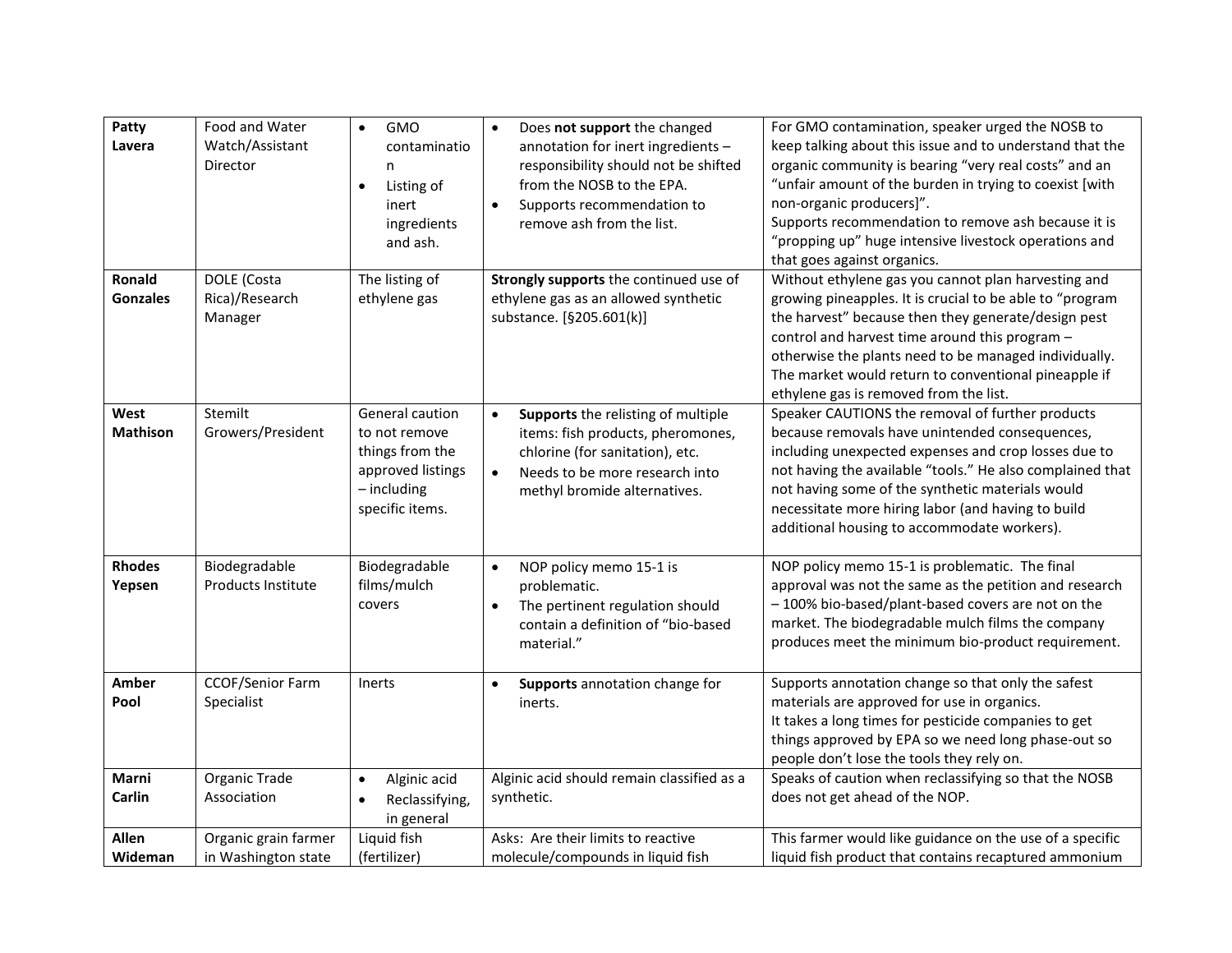| | | | | |
|---|---|---|---|---|
| **Patty Lavera** | Food and Water Watch/Assistant Director | • GMO contamination<br>• Listing of inert ingredients and ash. | • Does **not support** the changed annotation for inert ingredients – responsibility should not be shifted from the NOSB to the EPA.<br>• Supports recommendation to remove ash from the list. | For GMO contamination, speaker urged the NOSB to keep talking about this issue and to understand that the organic community is bearing "very real costs" and an "unfair amount of the burden in trying to coexist [with non-organic producers]".<br>Supports recommendation to remove ash because it is "propping up" huge intensive livestock operations and that goes against organics. |
| **Ronald Gonzales** | DOLE (Costa Rica)/Research Manager | The listing of ethylene gas | **Strongly supports** the continued use of ethylene gas as an allowed synthetic substance. [§205.601(k)] | Without ethylene gas you cannot plan harvesting and growing pineapples. It is crucial to be able to "program the harvest" because then they generate/design pest control and harvest time around this program – otherwise the plants need to be managed individually. The market would return to conventional pineapple if ethylene gas is removed from the list. |
| **West Mathison** | Stemilt Growers/President | General caution to not remove things from the approved listings – including specific items. | • **Supports** the relisting of multiple items: fish products, pheromones, chlorine (for sanitation), etc.<br>• Needs to be more research into methyl bromide alternatives. | Speaker CAUTIONS the removal of further products because removals have unintended consequences, including unexpected expenses and crop losses due to not having the available "tools." He also complained that not having some of the synthetic materials would necessitate more hiring labor (and having to build additional housing to accommodate workers). |
| **Rhodes Yepsen** | Biodegradable Products Institute | Biodegradable films/mulch covers | • NOP policy memo 15-1 is problematic.<br>• The pertinent regulation should contain a definition of "bio-based material." | NOP policy memo 15-1 is problematic. The final approval was not the same as the petition and research – 100% bio-based/plant-based covers are not on the market. The biodegradable mulch films the company produces meet the minimum bio-product requirement. |
| **Amber Pool** | CCOF/Senior Farm Specialist | Inerts | • **Supports** annotation change for inerts. | Supports annotation change so that only the safest materials are approved for use in organics.<br>It takes a long times for pesticide companies to get things approved by EPA so we need long phase-out so people don't lose the tools they rely on. |
| **Marni Carlin** | Organic Trade Association | • Alginic acid<br>• Reclassifying, in general | Alginic acid should remain classified as a synthetic. | Speaks of caution when reclassifying so that the NOSB does not get ahead of the NOP. |
| **Allen Wideman** | Organic grain farmer in Washington state | Liquid fish (fertilizer) | Asks: Are their limits to reactive molecule/compounds in liquid fish | This farmer would like guidance on the use of a specific liquid fish product that contains recaptured ammonium |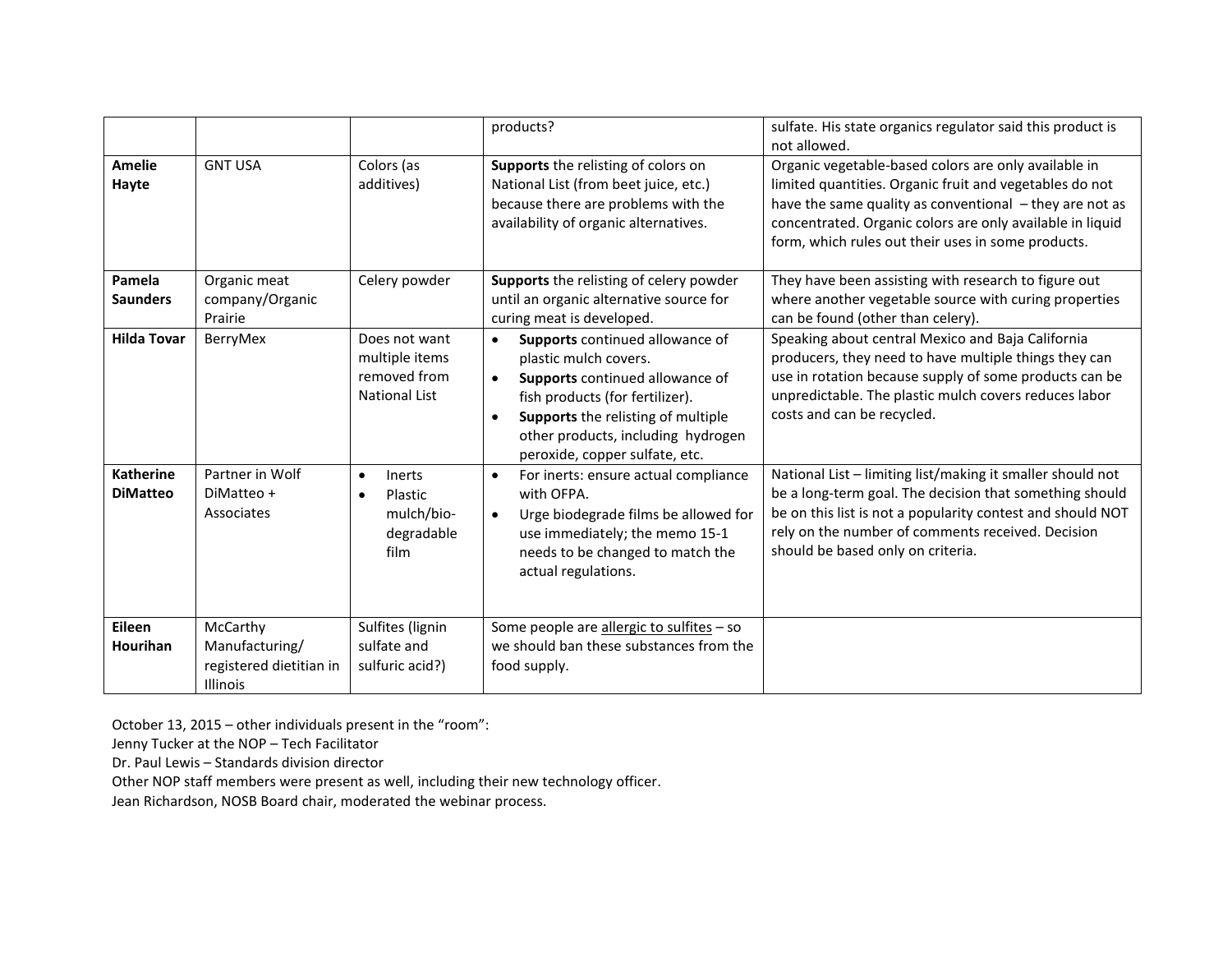| | | | products? | sulfate. His state organics regulator said this product is not allowed. |
|---|---|---|---|---|
| **Amelie Hayte** | GNT USA | Colors (as additives) | **Supports** the relisting of colors on National List (from beet juice, etc.) because there are problems with the availability of organic alternatives. | Organic vegetable-based colors are only available in limited quantities. Organic fruit and vegetables do not have the same quality as conventional – they are not as concentrated. Organic colors are only available in liquid form, which rules out their uses in some products. |
| **Pamela Saunders** | Organic meat company/Organic Prairie | Celery powder | **Supports** the relisting of celery powder until an organic alternative source for curing meat is developed. | They have been assisting with research to figure out where another vegetable source with curing properties can be found (other than celery). |
| **Hilda Tovar** | BerryMex | Does not want multiple items removed from National List | • **Supports** continued allowance of plastic mulch covers.<br>• **Supports** continued allowance of fish products (for fertilizer).<br>• **Supports** the relisting of multiple other products, including hydrogen peroxide, copper sulfate, etc. | Speaking about central Mexico and Baja California producers, they need to have multiple things they can use in rotation because supply of some products can be unpredictable. The plastic mulch covers reduces labor costs and can be recycled. |
| **Katherine DiMatteo** | Partner in Wolf DiMatteo + Associates | • Inerts<br>• Plastic mulch/bio-degradable film | • For inerts: ensure actual compliance with OFPA.<br>• Urge biodegrade films be allowed for use immediately; the memo 15-1 needs to be changed to match the actual regulations. | National List – limiting list/making it smaller should not be a long-term goal. The decision that something should be on this list is not a popularity contest and should NOT rely on the number of comments received. Decision should be based only on criteria. |
| **Eileen Hourihan** | McCarthy Manufacturing/ registered dietitian in Illinois | Sulfites (lignin sulfate and sulfuric acid?) | Some people are allergic to sulfites – so we should ban these substances from the food supply. | |

October 13, 2015 – other individuals present in the "room":
Jenny Tucker at the NOP – Tech Facilitator
Dr. Paul Lewis – Standards division director
Other NOP staff members were present as well, including their new technology officer.
Jean Richardson, NOSB Board chair, moderated the webinar process.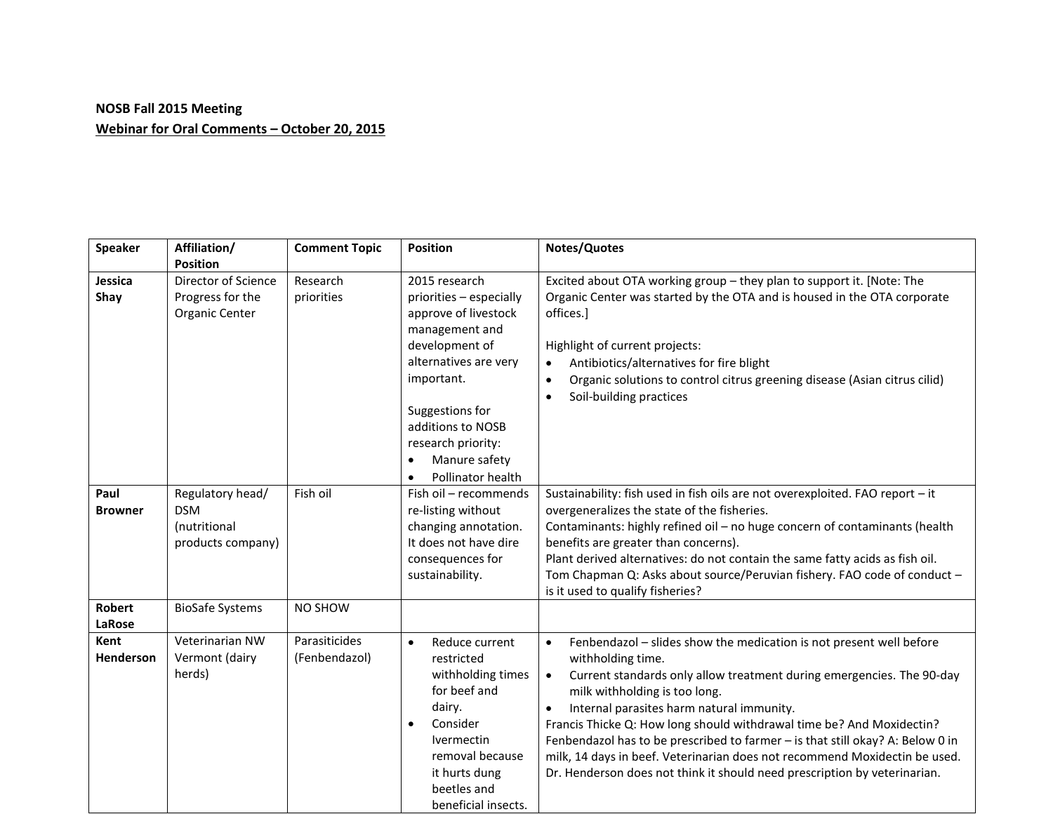**NOSB Fall 2015 Meeting**

**Webinar for Oral Comments – October 20, 2015**

| Speaker | Affiliation/ Position | Comment Topic | Position | Notes/Quotes |
|---|---|---|---|---|
| **Jessica Shay** | Director of Science Progress for the Organic Center | Research priorities | 2015 research priorities – especially approve of livestock management and development of alternatives are very important.<br><br>Suggestions for additions to NOSB research priority:<br>• Manure safety<br>• Pollinator health | Excited about OTA working group – they plan to support it. [Note: The Organic Center was started by the OTA and is housed in the OTA corporate offices.]<br><br>Highlight of current projects:<br>• Antibiotics/alternatives for fire blight<br>• Organic solutions to control citrus greening disease (Asian citrus cilid)<br>• Soil-building practices |
| **Paul Browner** | Regulatory head/ DSM (nutritional products company) | Fish oil | Fish oil – recommends re-listing without changing annotation. It does not have dire consequences for sustainability. | Sustainability: fish used in fish oils are not overexploited. FAO report – it overgeneralizes the state of the fisheries.<br>Contaminants: highly refined oil – no huge concern of contaminants (health benefits are greater than concerns).<br>Plant derived alternatives: do not contain the same fatty acids as fish oil.<br>Tom Chapman Q: Asks about source/Peruvian fishery. FAO code of conduct – is it used to qualify fisheries? |
| **Robert LaRose** | BioSafe Systems | NO SHOW | | |
| **Kent Henderson** | Veterinarian NW Vermont (dairy herds) | Parasiticides (Fenbendazol) | • Reduce current restricted withholding times for beef and dairy.<br>• Consider Ivermectin removal because it hurts dung beetles and beneficial insects. | • Fenbendazol – slides show the medication is not present well before withholding time.<br>• Current standards only allow treatment during emergencies. The 90-day milk withholding is too long.<br>• Internal parasites harm natural immunity.<br>Francis Thicke Q: How long should withdrawal time be? And Moxidectin? Fenbendazol has to be prescribed to farmer – is that still okay? A: Below 0 in milk, 14 days in beef. Veterinarian does not recommend Moxidectin be used. Dr. Henderson does not think it should need prescription by veterinarian. |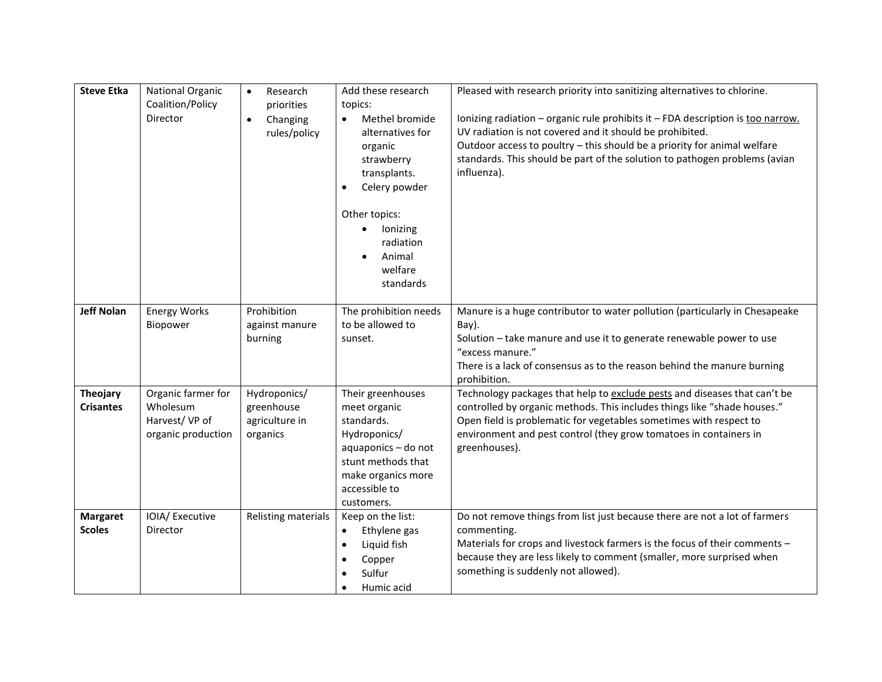| **Steve Etka** | National Organic Coalition/Policy Director | • Research priorities<br>• Changing rules/policy | Add these research topics:<br>• Methel bromide alternatives for organic strawberry transplants.<br>• Celery powder<br><br>Other topics:<br>• Ionizing radiation<br>• Animal welfare standards | Pleased with research priority into sanitizing alternatives to chlorine.<br><br>Ionizing radiation – organic rule prohibits it – FDA description is <u>too narrow.</u> UV radiation is not covered and it should be prohibited.<br>Outdoor access to poultry – this should be a priority for animal welfare standards. This should be part of the solution to pathogen problems (avian influenza). |
|---|---|---|---|---|
| **Jeff Nolan** | Energy Works Biopower | Prohibition against manure burning | The prohibition needs to be allowed to sunset. | Manure is a huge contributor to water pollution (particularly in Chesapeake Bay).<br>Solution – take manure and use it to generate renewable power to use "excess manure."<br>There is a lack of consensus as to the reason behind the manure burning prohibition. |
| **Theojary Crisantes** | Organic farmer for Wholesum Harvest/ VP of organic production | Hydroponics/ greenhouse agriculture in organics | Their greenhouses meet organic standards.<br>Hydroponics/ aquaponics – do not stunt methods that make organics more accessible to customers. | Technology packages that help to <u>exclude pests</u> and diseases that can't be controlled by organic methods. This includes things like "shade houses."<br>Open field is problematic for vegetables sometimes with respect to environment and pest control (they grow tomatoes in containers in greenhouses). |
| **Margaret Scoles** | IOIA/ Executive Director | Relisting materials | Keep on the list:<br>• Ethylene gas<br>• Liquid fish<br>• Copper<br>• Sulfur<br>• Humic acid | Do not remove things from list just because there are not a lot of farmers commenting.<br>Materials for crops and livestock farmers is the focus of their comments – because they are less likely to comment (smaller, more surprised when something is suddenly not allowed). |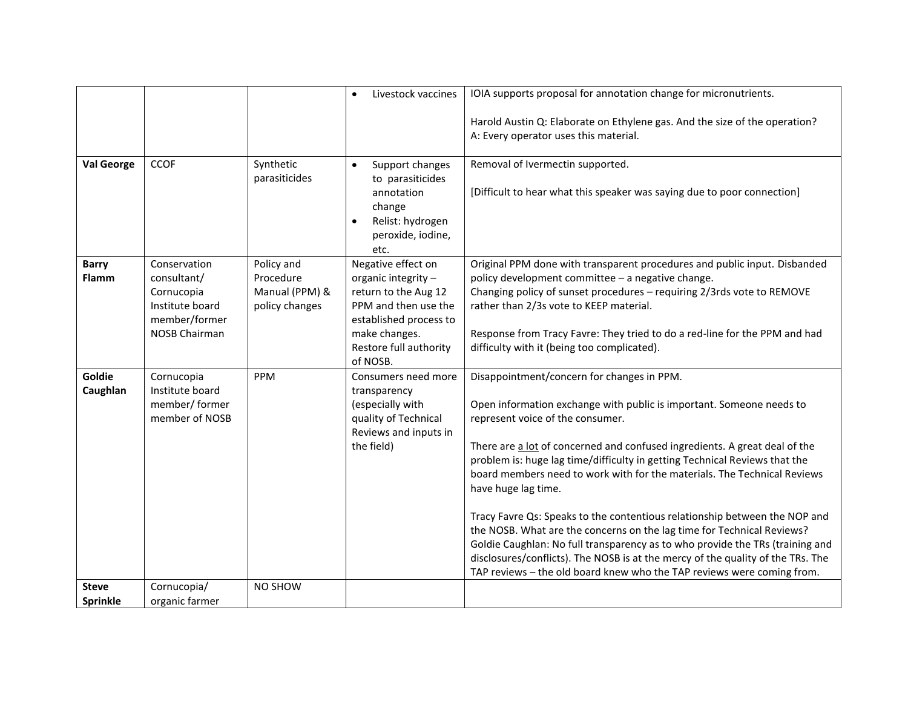| | | | | |
|---|---|---|---|---|
| | | | • Livestock vaccines | IOIA supports proposal for annotation change for micronutrients.<br><br>Harold Austin Q: Elaborate on Ethylene gas. And the size of the operation?<br>A: Every operator uses this material. |
| **Val George** | CCOF | Synthetic parasiticides | • Support changes to parasiticides annotation change<br>• Relist: hydrogen peroxide, iodine, etc. | Removal of Ivermectin supported.<br><br>[Difficult to hear what this speaker was saying due to poor connection] |
| **Barry Flamm** | Conservation consultant/ Cornucopia Institute board member/former NOSB Chairman | Policy and Procedure Manual (PPM) & policy changes | Negative effect on organic integrity – return to the Aug 12 PPM and then use the established process to make changes. Restore full authority of NOSB. | Original PPM done with transparent procedures and public input. Disbanded policy development committee – a negative change.<br>Changing policy of sunset procedures – requiring 2/3rds vote to REMOVE rather than 2/3s vote to KEEP material.<br><br>Response from Tracy Favre: They tried to do a red-line for the PPM and had difficulty with it (being too complicated). |
| **Goldie Caughlan** | Cornucopia Institute board member/ former member of NOSB | PPM | Consumers need more transparency (especially with quality of Technical Reviews and inputs in the field) | Disappointment/concern for changes in PPM.<br><br>Open information exchange with public is important. Someone needs to represent voice of the consumer.<br><br>There are <u>a lot</u> of concerned and confused ingredients. A great deal of the problem is: huge lag time/difficulty in getting Technical Reviews that the board members need to work with for the materials. The Technical Reviews have huge lag time.<br><br>Tracy Favre Qs: Speaks to the contentious relationship between the NOP and the NOSB. What are the concerns on the lag time for Technical Reviews?<br>Goldie Caughlan: No full transparency as to who provide the TRs (training and disclosures/conflicts). The NOSB is at the mercy of the quality of the TRs. The TAP reviews – the old board knew who the TAP reviews were coming from. |
| **Steve Sprinkle** | Cornucopia/ organic farmer | NO SHOW | | |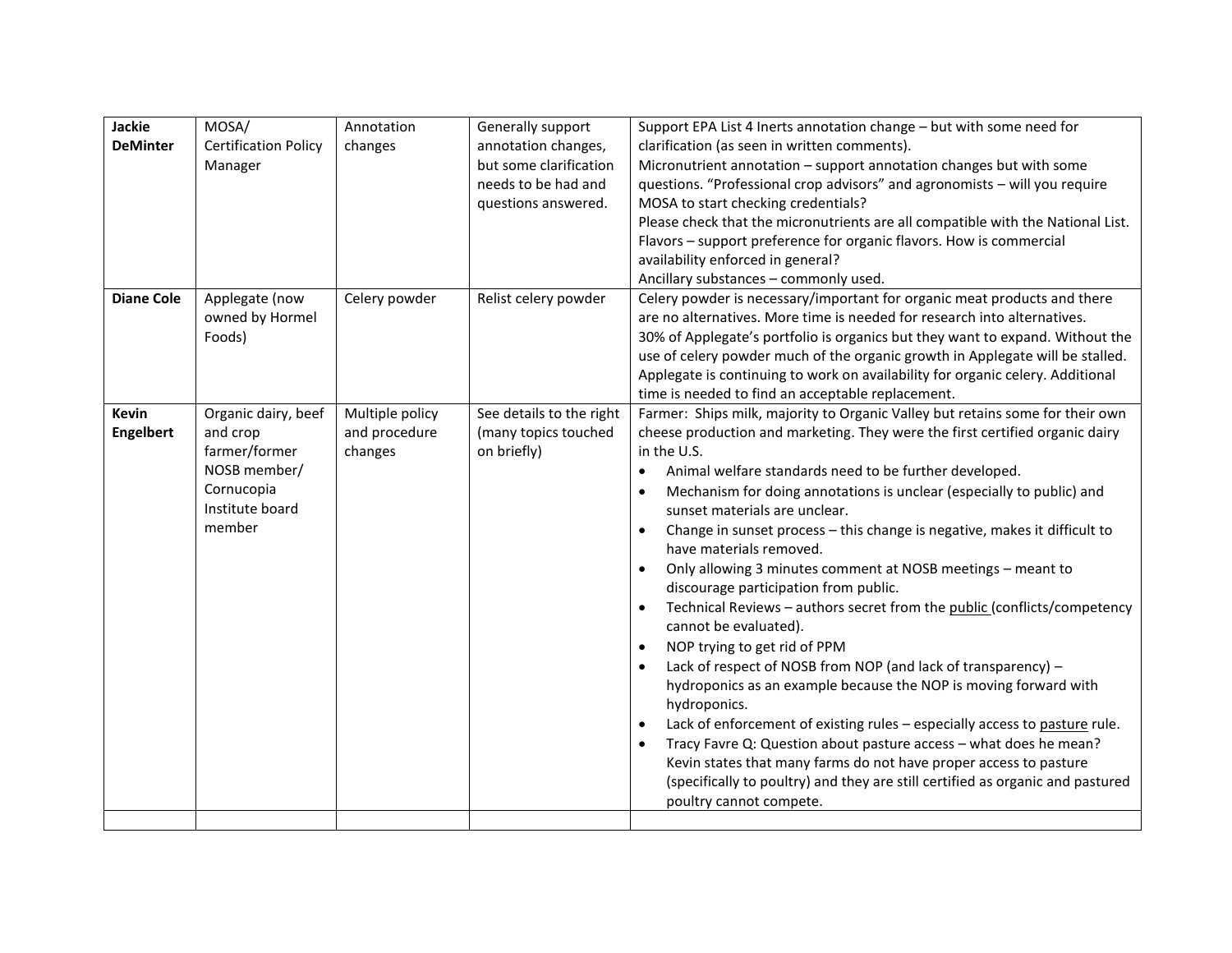| | | | | |
|---|---|---|---|---|
| **Jackie DeMinter** | MOSA/ Certification Policy Manager | Annotation changes | Generally support annotation changes, but some clarification needs to be had and questions answered. | Support EPA List 4 Inerts annotation change – but with some need for clarification (as seen in written comments).<br>Micronutrient annotation – support annotation changes but with some questions. "Professional crop advisors" and agronomists – will you require MOSA to start checking credentials?<br>Please check that the micronutrients are all compatible with the National List.<br>Flavors – support preference for organic flavors. How is commercial availability enforced in general?<br>Ancillary substances – commonly used. |
| **Diane Cole** | Applegate (now owned by Hormel Foods) | Celery powder | Relist celery powder | Celery powder is necessary/important for organic meat products and there are no alternatives. More time is needed for research into alternatives.<br>30% of Applegate's portfolio is organics but they want to expand. Without the use of celery powder much of the organic growth in Applegate will be stalled. Applegate is continuing to work on availability for organic celery. Additional time is needed to find an acceptable replacement. |
| **Kevin Engelbert** | Organic dairy, beef and crop farmer/former NOSB member/ Cornucopia Institute board member | Multiple policy and procedure changes | See details to the right (many topics touched on briefly) | Farmer: Ships milk, majority to Organic Valley but retains some for their own cheese production and marketing. They were the first certified organic dairy in the U.S.<br>• Animal welfare standards need to be further developed.<br>• Mechanism for doing annotations is unclear (especially to public) and sunset materials are unclear.<br>• Change in sunset process – this change is negative, makes it difficult to have materials removed.<br>• Only allowing 3 minutes comment at NOSB meetings – meant to discourage participation from public.<br>• Technical Reviews – authors secret from the public (conflicts/competency cannot be evaluated).<br>• NOP trying to get rid of PPM<br>• Lack of respect of NOSB from NOP (and lack of transparency) – hydroponics as an example because the NOP is moving forward with hydroponics.<br>• Lack of enforcement of existing rules – especially access to pasture rule.<br>• Tracy Favre Q: Question about pasture access – what does he mean? Kevin states that many farms do not have proper access to pasture (specifically to poultry) and they are still certified as organic and pastured poultry cannot compete. |
| | | | | |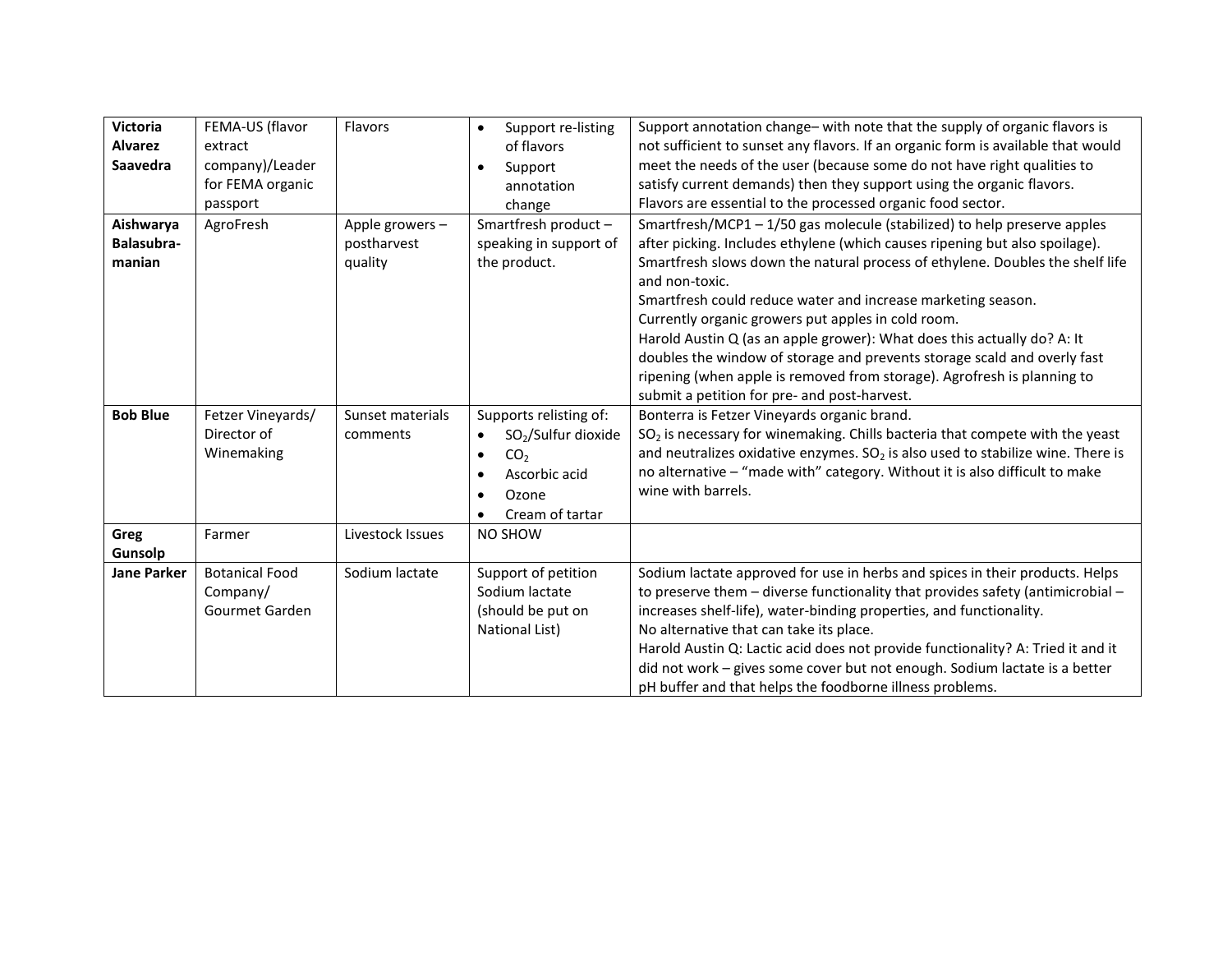| **Victoria Alvarez Saavedra** | FEMA-US (flavor extract company)/Leader for FEMA organic passport | Flavors | • Support re-listing of flavors<br>• Support annotation change | Support annotation change– with note that the supply of organic flavors is not sufficient to sunset any flavors. If an organic form is available that would meet the needs of the user (because some do not have right qualities to satisfy current demands) then they support using the organic flavors.<br>Flavors are essential to the processed organic food sector. |
|---|---|---|---|---|
| **Aishwarya Balasubra-manian** | AgroFresh | Apple growers – postharvest quality | Smartfresh product – speaking in support of the product. | Smartfresh/MCP1 – 1/50 gas molecule (stabilized) to help preserve apples after picking. Includes ethylene (which causes ripening but also spoilage). Smartfresh slows down the natural process of ethylene. Doubles the shelf life and non-toxic.<br>Smartfresh could reduce water and increase marketing season.<br>Currently organic growers put apples in cold room.<br>Harold Austin Q (as an apple grower): What does this actually do? A: It doubles the window of storage and prevents storage scald and overly fast ripening (when apple is removed from storage). Agrofresh is planning to submit a petition for pre- and post-harvest. |
| **Bob Blue** | Fetzer Vineyards/ Director of Winemaking | Sunset materials comments | Supports relisting of:<br>• $SO_2$/Sulfur dioxide<br>• $CO_2$<br>• Ascorbic acid<br>• Ozone<br>• Cream of tartar | Bonterra is Fetzer Vineyards organic brand.<br>$SO_2$ is necessary for winemaking. Chills bacteria that compete with the yeast and neutralizes oxidative enzymes. $SO_2$ is also used to stabilize wine. There is no alternative – "made with" category. Without it is also difficult to make wine with barrels. |
| **Greg Gunsolp** | Farmer | Livestock Issues | NO SHOW | |
| **Jane Parker** | Botanical Food Company/ Gourmet Garden | Sodium lactate | Support of petition Sodium lactate (should be put on National List) | Sodium lactate approved for use in herbs and spices in their products. Helps to preserve them – diverse functionality that provides safety (antimicrobial – increases shelf-life), water-binding properties, and functionality.<br>No alternative that can take its place.<br>Harold Austin Q: Lactic acid does not provide functionality? A: Tried it and it did not work – gives some cover but not enough. Sodium lactate is a better pH buffer and that helps the foodborne illness problems. |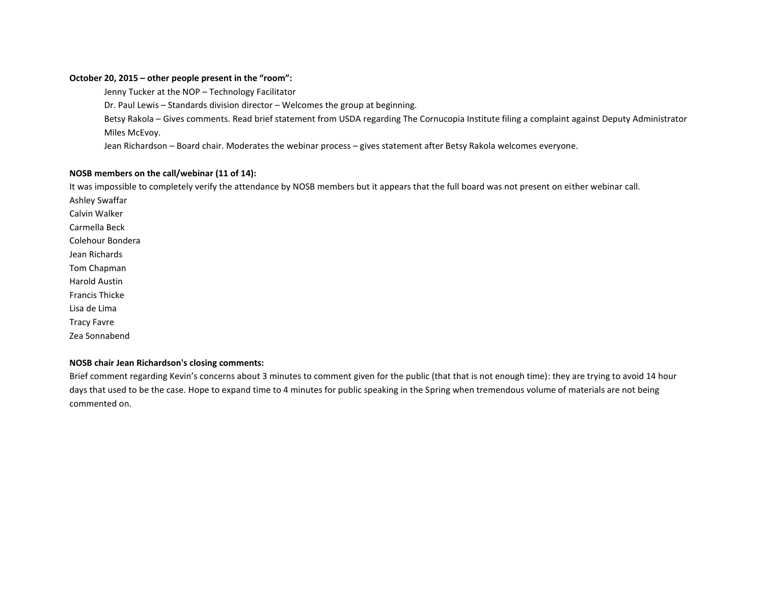**October 20, 2015 – other people present in the "room":**

Jenny Tucker at the NOP – Technology Facilitator

Dr. Paul Lewis – Standards division director – Welcomes the group at beginning.

Betsy Rakola – Gives comments. Read brief statement from USDA regarding The Cornucopia Institute filing a complaint against Deputy Administrator Miles McEvoy.

Jean Richardson – Board chair. Moderates the webinar process – gives statement after Betsy Rakola welcomes everyone.

**NOSB members on the call/webinar (11 of 14):**

It was impossible to completely verify the attendance by NOSB members but it appears that the full board was not present on either webinar call.

Ashley Swaffar
Calvin Walker
Carmella Beck
Colehour Bondera
Jean Richards
Tom Chapman
Harold Austin
Francis Thicke
Lisa de Lima
Tracy Favre
Zea Sonnabend

**NOSB chair Jean Richardson's closing comments:**

Brief comment regarding Kevin's concerns about 3 minutes to comment given for the public (that that is not enough time): they are trying to avoid 14 hour days that used to be the case. Hope to expand time to 4 minutes for public speaking in the Spring when tremendous volume of materials are not being commented on.